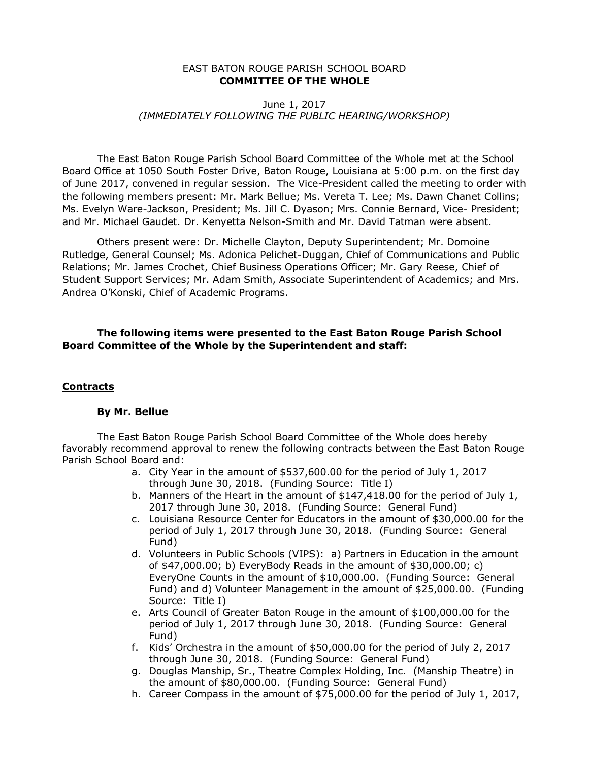EAST BATON ROUGE PARISH SCHOOL BOARD
**COMMITTEE OF THE WHOLE**

June 1, 2017
*(IMMEDIATELY FOLLOWING THE PUBLIC HEARING/WORKSHOP)*

The East Baton Rouge Parish School Board Committee of the Whole met at the School Board Office at 1050 South Foster Drive, Baton Rouge, Louisiana at 5:00 p.m. on the first day of June 2017, convened in regular session. The Vice-President called the meeting to order with the following members present: Mr. Mark Bellue; Ms. Vereta T. Lee; Ms. Dawn Chanet Collins; Ms. Evelyn Ware-Jackson, President; Ms. Jill C. Dyason; Mrs. Connie Bernard, Vice- President; and Mr. Michael Gaudet. Dr. Kenyetta Nelson-Smith and Mr. David Tatman were absent.

Others present were: Dr. Michelle Clayton, Deputy Superintendent; Mr. Domoine Rutledge, General Counsel; Ms. Adonica Pelichet-Duggan, Chief of Communications and Public Relations; Mr. James Crochet, Chief Business Operations Officer; Mr. Gary Reese, Chief of Student Support Services; Mr. Adam Smith, Associate Superintendent of Academics; and Mrs. Andrea O'Konski, Chief of Academic Programs.

**The following items were presented to the East Baton Rouge Parish School Board Committee of the Whole by the Superintendent and staff:**

## Contracts

**By Mr. Bellue**

The East Baton Rouge Parish School Board Committee of the Whole does hereby favorably recommend approval to renew the following contracts between the East Baton Rouge Parish School Board and:

a. City Year in the amount of $537,600.00 for the period of July 1, 2017 through June 30, 2018. (Funding Source: Title I)
b. Manners of the Heart in the amount of $147,418.00 for the period of July 1, 2017 through June 30, 2018. (Funding Source: General Fund)
c. Louisiana Resource Center for Educators in the amount of $30,000.00 for the period of July 1, 2017 through June 30, 2018. (Funding Source: General Fund)
d. Volunteers in Public Schools (VIPS): a) Partners in Education in the amount of $47,000.00; b) EveryBody Reads in the amount of $30,000.00; c) EveryOne Counts in the amount of $10,000.00. (Funding Source: General Fund) and d) Volunteer Management in the amount of $25,000.00. (Funding Source: Title I)
e. Arts Council of Greater Baton Rouge in the amount of $100,000.00 for the period of July 1, 2017 through June 30, 2018. (Funding Source: General Fund)
f. Kids' Orchestra in the amount of $50,000.00 for the period of July 2, 2017 through June 30, 2018. (Funding Source: General Fund)
g. Douglas Manship, Sr., Theatre Complex Holding, Inc. (Manship Theatre) in the amount of $80,000.00. (Funding Source: General Fund)
h. Career Compass in the amount of $75,000.00 for the period of July 1, 2017,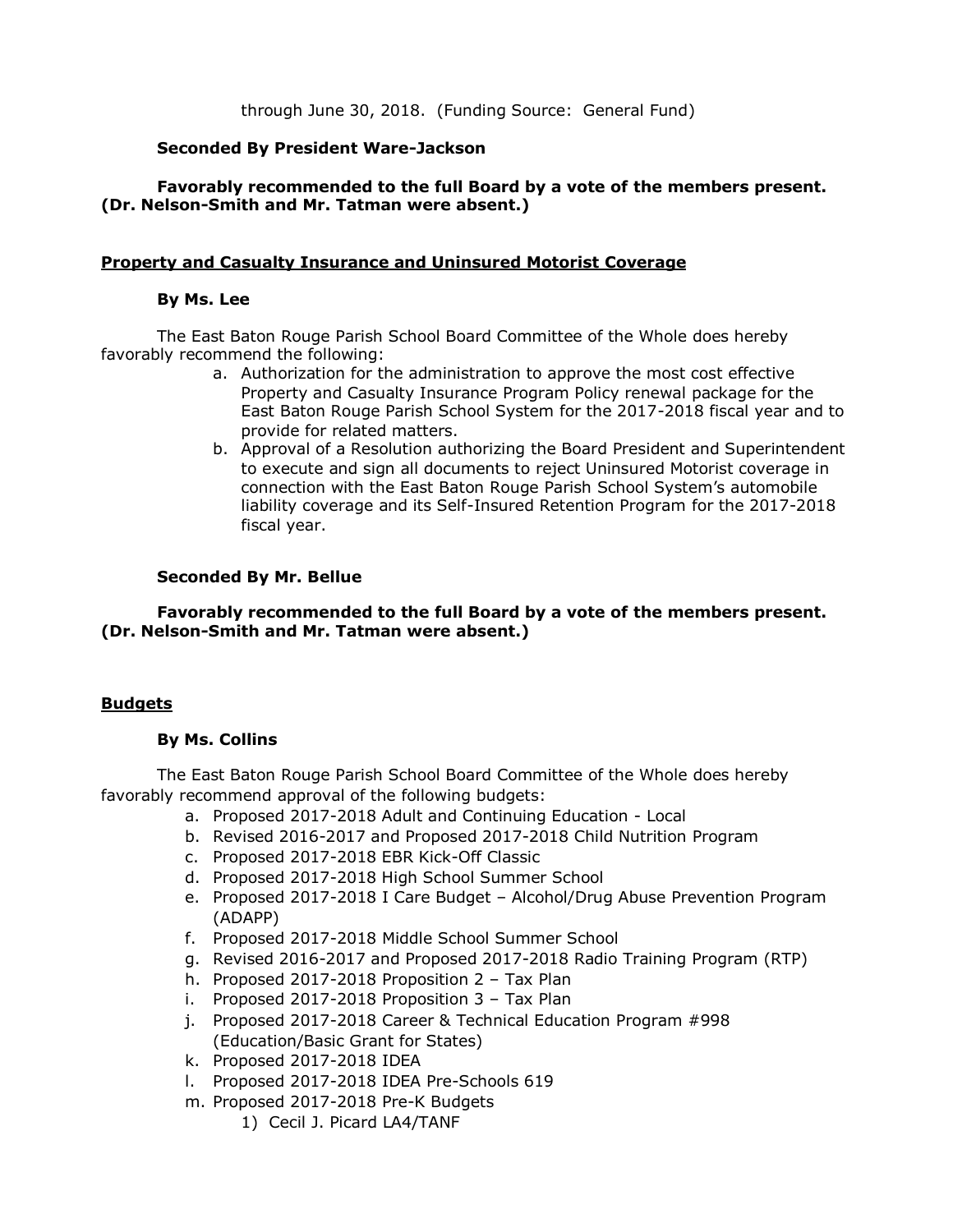through June 30, 2018. (Funding Source: General Fund)

**Seconded By President Ware-Jackson**

**Favorably recommended to the full Board by a vote of the members present. (Dr. Nelson-Smith and Mr. Tatman were absent.)**

**<u>Property and Casualty Insurance and Uninsured Motorist Coverage</u>**

**By Ms. Lee**

The East Baton Rouge Parish School Board Committee of the Whole does hereby favorably recommend the following:

a. Authorization for the administration to approve the most cost effective Property and Casualty Insurance Program Policy renewal package for the East Baton Rouge Parish School System for the 2017-2018 fiscal year and to provide for related matters.
b. Approval of a Resolution authorizing the Board President and Superintendent to execute and sign all documents to reject Uninsured Motorist coverage in connection with the East Baton Rouge Parish School System's automobile liability coverage and its Self-Insured Retention Program for the 2017-2018 fiscal year.

**Seconded By Mr. Bellue**

**Favorably recommended to the full Board by a vote of the members present. (Dr. Nelson-Smith and Mr. Tatman were absent.)**

**<u>Budgets</u>**

**By Ms. Collins**

The East Baton Rouge Parish School Board Committee of the Whole does hereby favorably recommend approval of the following budgets:

a. Proposed 2017-2018 Adult and Continuing Education - Local
b. Revised 2016-2017 and Proposed 2017-2018 Child Nutrition Program
c. Proposed 2017-2018 EBR Kick-Off Classic
d. Proposed 2017-2018 High School Summer School
e. Proposed 2017-2018 I Care Budget – Alcohol/Drug Abuse Prevention Program (ADAPP)
f. Proposed 2017-2018 Middle School Summer School
g. Revised 2016-2017 and Proposed 2017-2018 Radio Training Program (RTP)
h. Proposed 2017-2018 Proposition 2 – Tax Plan
i. Proposed 2017-2018 Proposition 3 – Tax Plan
j. Proposed 2017-2018 Career & Technical Education Program #998 (Education/Basic Grant for States)
k. Proposed 2017-2018 IDEA
l. Proposed 2017-2018 IDEA Pre-Schools 619
m. Proposed 2017-2018 Pre-K Budgets
    1) Cecil J. Picard LA4/TANF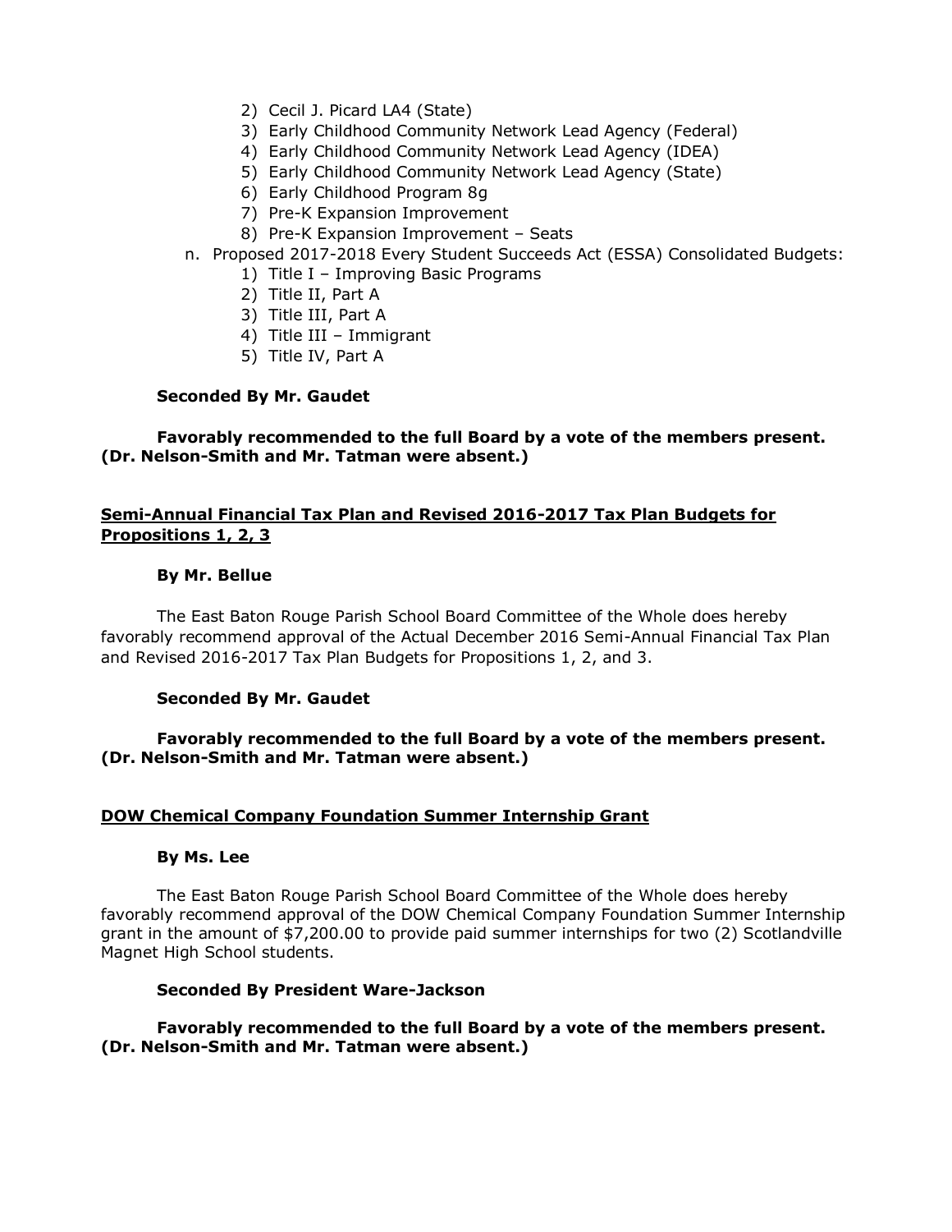2) Cecil J. Picard LA4 (State)
   3) Early Childhood Community Network Lead Agency (Federal)
   4) Early Childhood Community Network Lead Agency (IDEA)
   5) Early Childhood Community Network Lead Agency (State)
   6) Early Childhood Program 8g
   7) Pre-K Expansion Improvement
   8) Pre-K Expansion Improvement – Seats

n. Proposed 2017-2018 Every Student Succeeds Act (ESSA) Consolidated Budgets:
   1) Title I – Improving Basic Programs
   2) Title II, Part A
   3) Title III, Part A
   4) Title III – Immigrant
   5) Title IV, Part A

**Seconded By Mr. Gaudet**

**Favorably recommended to the full Board by a vote of the members present. (Dr. Nelson-Smith and Mr. Tatman were absent.)**

**Semi-Annual Financial Tax Plan and Revised 2016-2017 Tax Plan Budgets for Propositions 1, 2, 3**

**By Mr. Bellue**

The East Baton Rouge Parish School Board Committee of the Whole does hereby favorably recommend approval of the Actual December 2016 Semi-Annual Financial Tax Plan and Revised 2016-2017 Tax Plan Budgets for Propositions 1, 2, and 3.

**Seconded By Mr. Gaudet**

**Favorably recommended to the full Board by a vote of the members present. (Dr. Nelson-Smith and Mr. Tatman were absent.)**

**DOW Chemical Company Foundation Summer Internship Grant**

**By Ms. Lee**

The East Baton Rouge Parish School Board Committee of the Whole does hereby favorably recommend approval of the DOW Chemical Company Foundation Summer Internship grant in the amount of $7,200.00 to provide paid summer internships for two (2) Scotlandville Magnet High School students.

**Seconded By President Ware-Jackson**

**Favorably recommended to the full Board by a vote of the members present. (Dr. Nelson-Smith and Mr. Tatman were absent.)**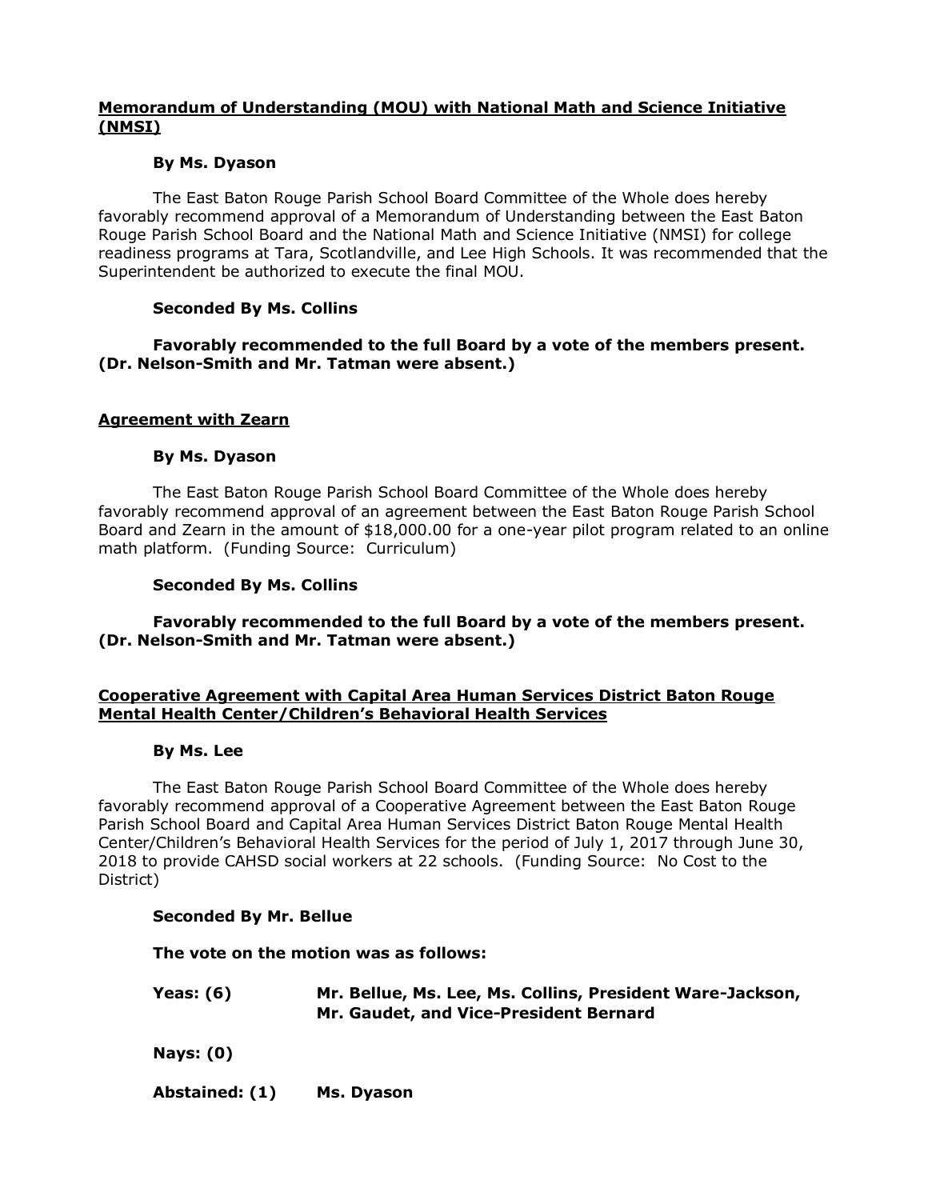**Memorandum of Understanding (MOU) with National Math and Science Initiative (NMSI)**

**By Ms. Dyason**

The East Baton Rouge Parish School Board Committee of the Whole does hereby favorably recommend approval of a Memorandum of Understanding between the East Baton Rouge Parish School Board and the National Math and Science Initiative (NMSI) for college readiness programs at Tara, Scotlandville, and Lee High Schools. It was recommended that the Superintendent be authorized to execute the final MOU.

**Seconded By Ms. Collins**

**Favorably recommended to the full Board by a vote of the members present. (Dr. Nelson-Smith and Mr. Tatman were absent.)**

**Agreement with Zearn**

**By Ms. Dyason**

The East Baton Rouge Parish School Board Committee of the Whole does hereby favorably recommend approval of an agreement between the East Baton Rouge Parish School Board and Zearn in the amount of $18,000.00 for a one-year pilot program related to an online math platform. (Funding Source: Curriculum)

**Seconded By Ms. Collins**

**Favorably recommended to the full Board by a vote of the members present. (Dr. Nelson-Smith and Mr. Tatman were absent.)**

**Cooperative Agreement with Capital Area Human Services District Baton Rouge Mental Health Center/Children's Behavioral Health Services**

**By Ms. Lee**

The East Baton Rouge Parish School Board Committee of the Whole does hereby favorably recommend approval of a Cooperative Agreement between the East Baton Rouge Parish School Board and Capital Area Human Services District Baton Rouge Mental Health Center/Children's Behavioral Health Services for the period of July 1, 2017 through June 30, 2018 to provide CAHSD social workers at 22 schools. (Funding Source: No Cost to the District)

**Seconded By Mr. Bellue**

**The vote on the motion was as follows:**

**Yeas: (6)** **Mr. Bellue, Ms. Lee, Ms. Collins, President Ware-Jackson, Mr. Gaudet, and Vice-President Bernard**

**Nays: (0)**

**Abstained: (1)** **Ms. Dyason**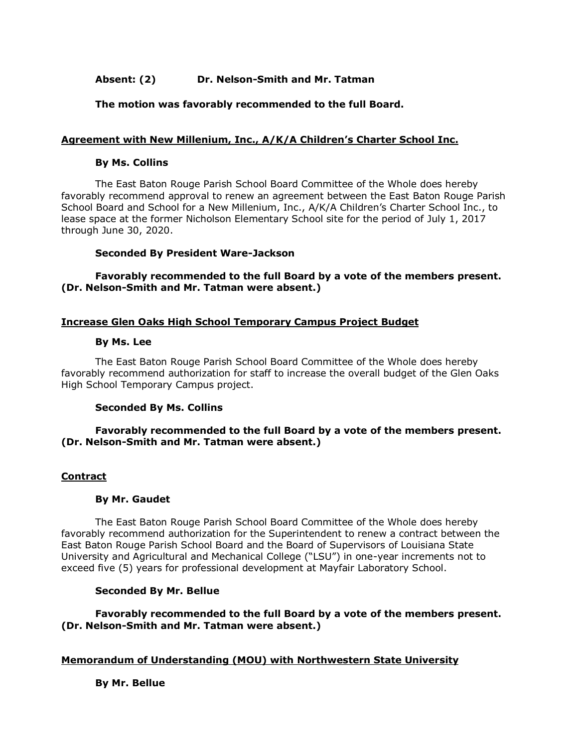**Absent: (2) Dr. Nelson-Smith and Mr. Tatman**

**The motion was favorably recommended to the full Board.**

**Agreement with New Millenium, Inc., A/K/A Children's Charter School Inc.**

**By Ms. Collins**

The East Baton Rouge Parish School Board Committee of the Whole does hereby favorably recommend approval to renew an agreement between the East Baton Rouge Parish School Board and School for a New Millenium, Inc., A/K/A Children's Charter School Inc., to lease space at the former Nicholson Elementary School site for the period of July 1, 2017 through June 30, 2020.

**Seconded By President Ware-Jackson**

**Favorably recommended to the full Board by a vote of the members present. (Dr. Nelson-Smith and Mr. Tatman were absent.)**

**Increase Glen Oaks High School Temporary Campus Project Budget**

**By Ms. Lee**

The East Baton Rouge Parish School Board Committee of the Whole does hereby favorably recommend authorization for staff to increase the overall budget of the Glen Oaks High School Temporary Campus project.

**Seconded By Ms. Collins**

**Favorably recommended to the full Board by a vote of the members present. (Dr. Nelson-Smith and Mr. Tatman were absent.)**

**Contract**

**By Mr. Gaudet**

The East Baton Rouge Parish School Board Committee of the Whole does hereby favorably recommend authorization for the Superintendent to renew a contract between the East Baton Rouge Parish School Board and the Board of Supervisors of Louisiana State University and Agricultural and Mechanical College ("LSU") in one-year increments not to exceed five (5) years for professional development at Mayfair Laboratory School.

**Seconded By Mr. Bellue**

**Favorably recommended to the full Board by a vote of the members present. (Dr. Nelson-Smith and Mr. Tatman were absent.)**

**Memorandum of Understanding (MOU) with Northwestern State University**

**By Mr. Bellue**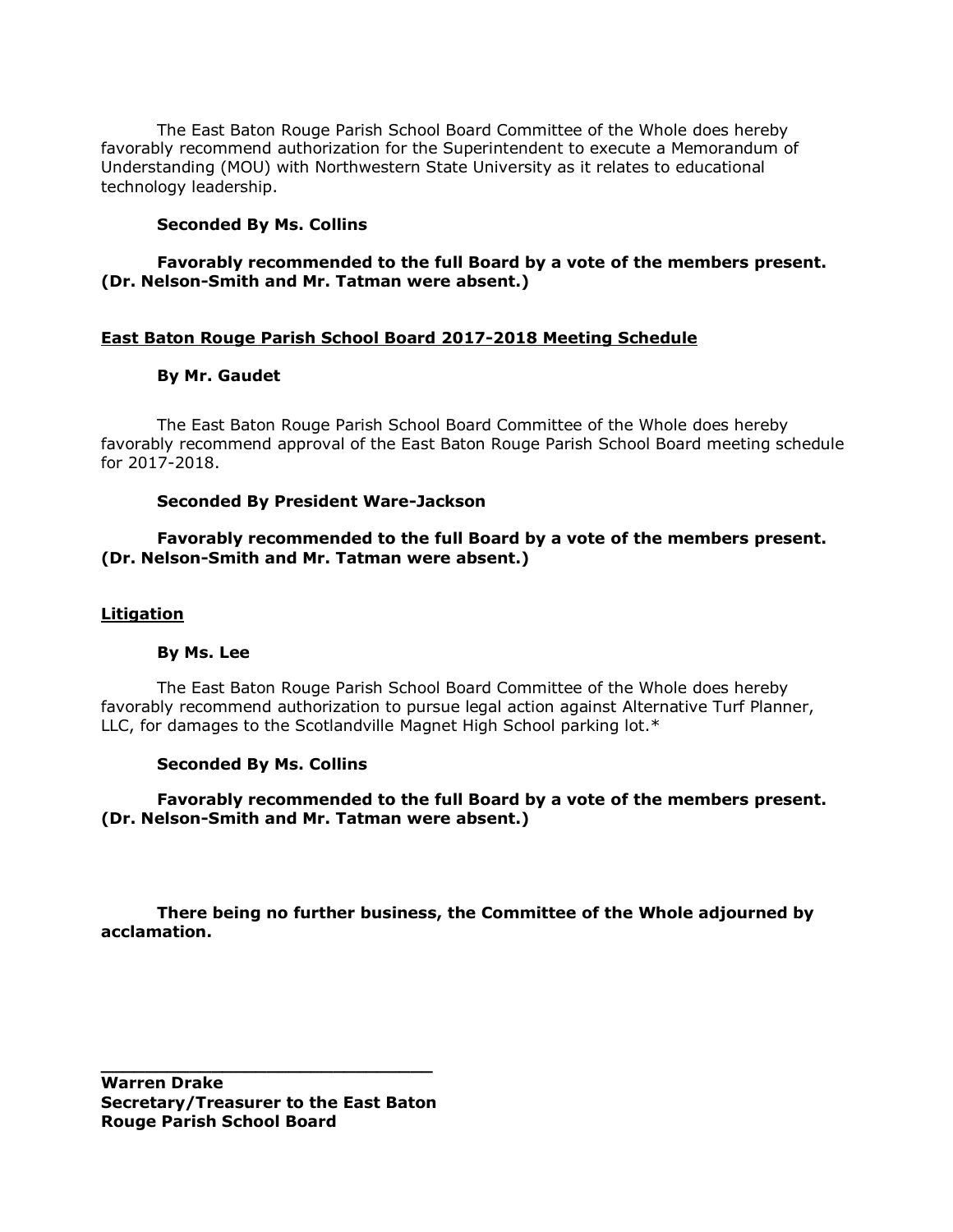The East Baton Rouge Parish School Board Committee of the Whole does hereby favorably recommend authorization for the Superintendent to execute a Memorandum of Understanding (MOU) with Northwestern State University as it relates to educational technology leadership.

**Seconded By Ms. Collins**

**Favorably recommended to the full Board by a vote of the members present. (Dr. Nelson-Smith and Mr. Tatman were absent.)**

<u>**East Baton Rouge Parish School Board 2017-2018 Meeting Schedule**</u>

**By Mr. Gaudet**

The East Baton Rouge Parish School Board Committee of the Whole does hereby favorably recommend approval of the East Baton Rouge Parish School Board meeting schedule for 2017-2018.

**Seconded By President Ware-Jackson**

**Favorably recommended to the full Board by a vote of the members present. (Dr. Nelson-Smith and Mr. Tatman were absent.)**

<u>**Litigation**</u>

**By Ms. Lee**

The East Baton Rouge Parish School Board Committee of the Whole does hereby favorably recommend authorization to pursue legal action against Alternative Turf Planner, LLC, for damages to the Scotlandville Magnet High School parking lot.*

**Seconded By Ms. Collins**

**Favorably recommended to the full Board by a vote of the members present. (Dr. Nelson-Smith and Mr. Tatman were absent.)**

**There being no further business, the Committee of the Whole adjourned by acclamation.**

\_\_\_\_\_\_\_\_\_\_\_\_\_\_\_\_\_\_\_\_\_\_\_\_\_\_\_\_\_\_\_\_

**Warren Drake**
**Secretary/Treasurer to the East Baton Rouge Parish School Board**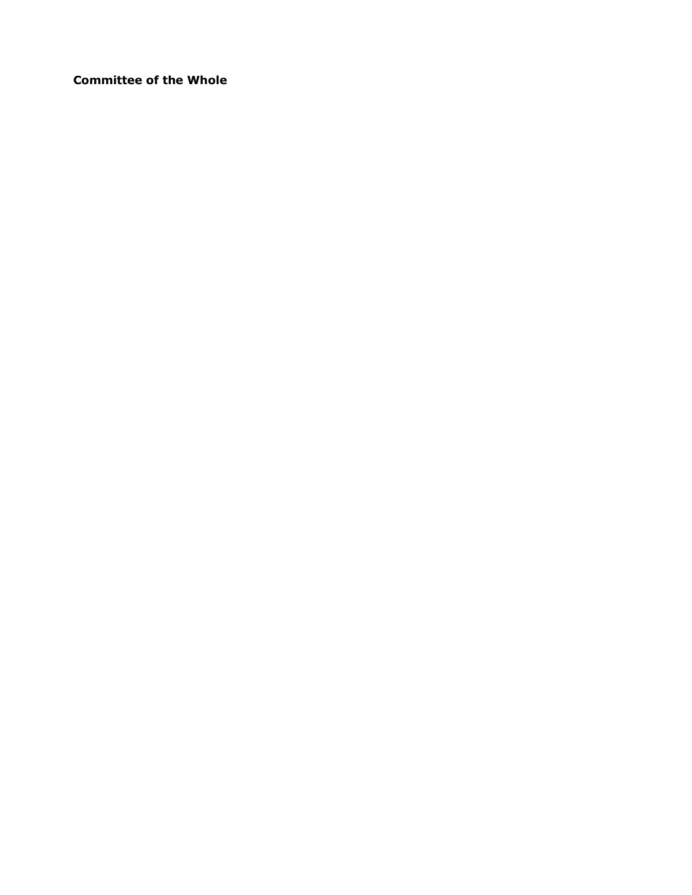**Committee of the Whole**